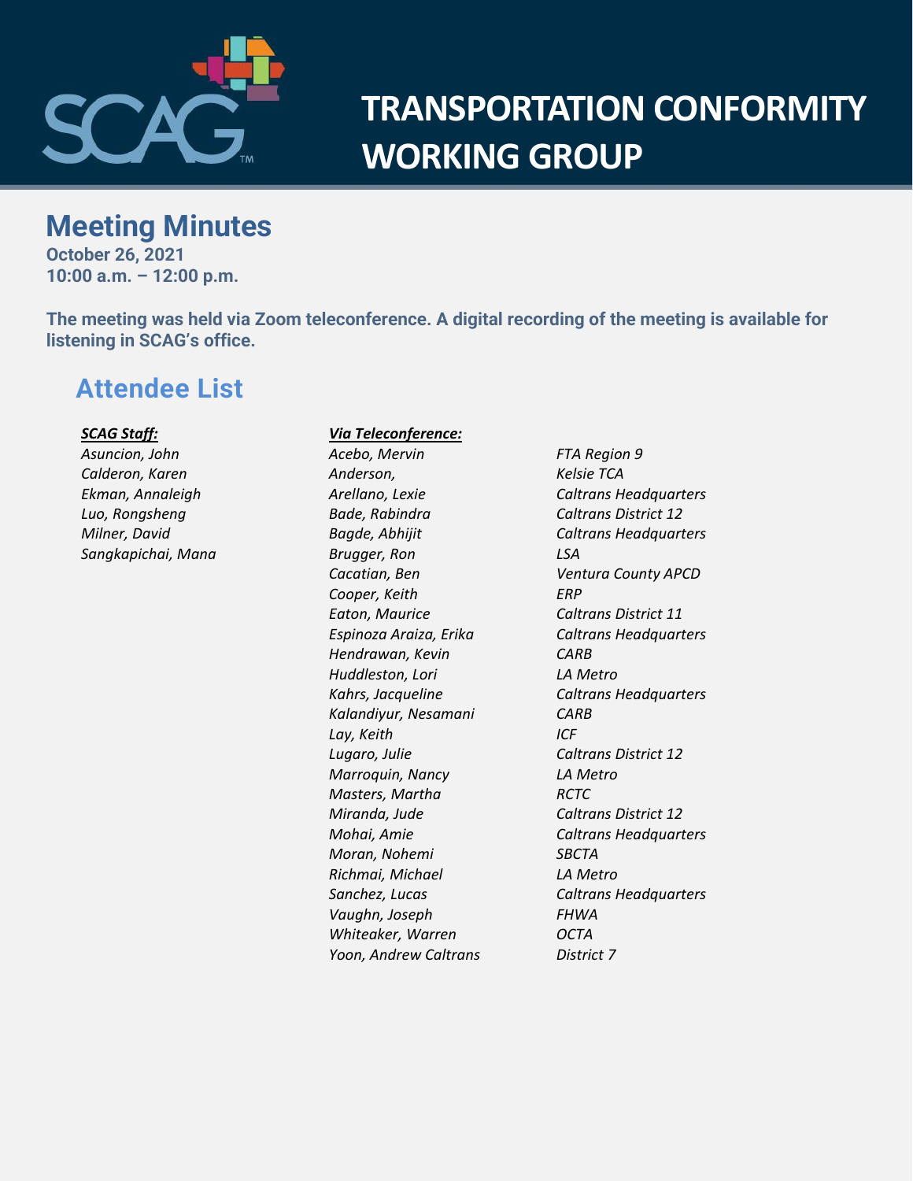# TRANSPORTATION CONFORMITY WORKING GROUP

## Meeting Minutes

**October 26, 2021**
**10:00 a.m. – 12:00 p.m.**

**The meeting was held via Zoom teleconference. A digital recording of the meeting is available for listening in SCAG's office.**

## Attendee List

***SCAG Staff:***

*Asuncion, John*
*Calderon, Karen*
*Ekman, Annaleigh*
*Luo, Rongsheng*
*Milner, David*
*Sangkapichai, Mana*

***Via Teleconference:***

| | |
|---|---|
| *Acebo, Mervin* | *FTA Region 9* |
| *Anderson,* | *Kelsie TCA* |
| *Arellano, Lexie* | *Caltrans Headquarters* |
| *Bade, Rabindra* | *Caltrans District 12* |
| *Bagde, Abhijit* | *Caltrans Headquarters* |
| *Brugger, Ron* | *LSA* |
| *Cacatian, Ben* | *Ventura County APCD* |
| *Cooper, Keith* | *ERP* |
| *Eaton, Maurice* | *Caltrans District 11* |
| *Espinoza Araiza, Erika* | *Caltrans Headquarters* |
| *Hendrawan, Kevin* | *CARB* |
| *Huddleston, Lori* | *LA Metro* |
| *Kahrs, Jacqueline* | *Caltrans Headquarters* |
| *Kalandiyur, Nesamani* | *CARB* |
| *Lay, Keith* | *ICF* |
| *Lugaro, Julie* | *Caltrans District 12* |
| *Marroquin, Nancy* | *LA Metro* |
| *Masters, Martha* | *RCTC* |
| *Miranda, Jude* | *Caltrans District 12* |
| *Mohai, Amie* | *Caltrans Headquarters* |
| *Moran, Nohemi* | *SBCTA* |
| *Richmai, Michael* | *LA Metro* |
| *Sanchez, Lucas* | *Caltrans Headquarters* |
| *Vaughn, Joseph* | *FHWA* |
| *Whiteaker, Warren* | *OCTA* |
| *Yoon, Andrew Caltrans* | *District 7* |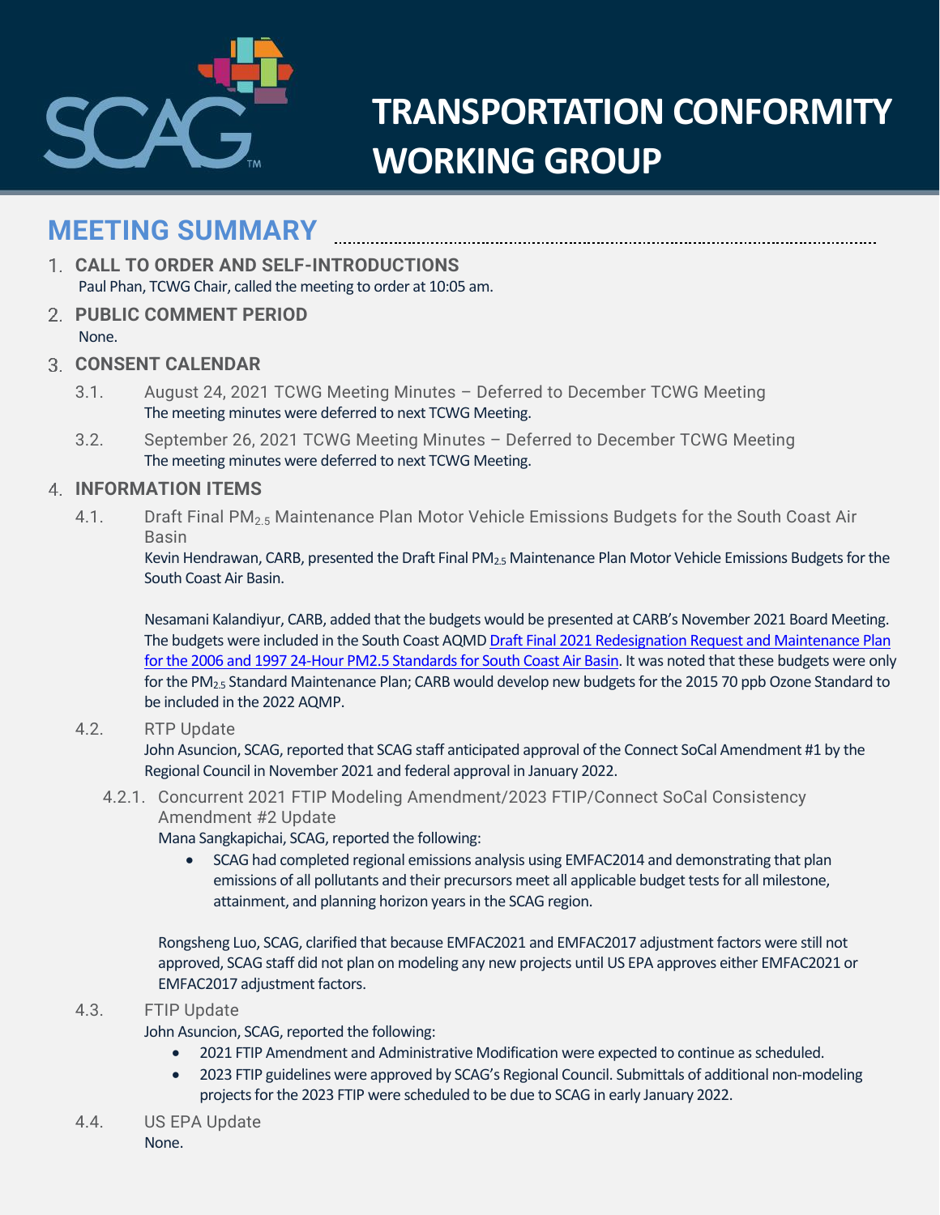# TRANSPORTATION CONFORMITY WORKING GROUP

## MEETING SUMMARY

1. **CALL TO ORDER AND SELF-INTRODUCTIONS**
   Paul Phan, TCWG Chair, called the meeting to order at 10:05 am.

2. **PUBLIC COMMENT PERIOD**
   None.

3. **CONSENT CALENDAR**

   3.1. August 24, 2021 TCWG Meeting Minutes – Deferred to December TCWG Meeting
   The meeting minutes were deferred to next TCWG Meeting.

   3.2. September 26, 2021 TCWG Meeting Minutes – Deferred to December TCWG Meeting
   The meeting minutes were deferred to next TCWG Meeting.

4. **INFORMATION ITEMS**

   4.1. Draft Final $PM_{2.5}$ Maintenance Plan Motor Vehicle Emissions Budgets for the South Coast Air Basin
   Kevin Hendrawan, CARB, presented the Draft Final $PM_{2.5}$ Maintenance Plan Motor Vehicle Emissions Budgets for the South Coast Air Basin.

   Nesamani Kalandiyur, CARB, added that the budgets would be presented at CARB's November 2021 Board Meeting. The budgets were included in the South Coast AQMD [Draft Final 2021 Redesignation Request and Maintenance Plan for the 2006 and 1997 24-Hour PM2.5 Standards for South Coast Air Basin](). It was noted that these budgets were only for the $PM_{2.5}$ Standard Maintenance Plan; CARB would develop new budgets for the 2015 70 ppb Ozone Standard to be included in the 2022 AQMP.

   4.2. RTP Update
   John Asuncion, SCAG, reported that SCAG staff anticipated approval of the Connect SoCal Amendment #1 by the Regional Council in November 2021 and federal approval in January 2022.

   4.2.1. Concurrent 2021 FTIP Modeling Amendment/2023 FTIP/Connect SoCal Consistency Amendment #2 Update
   Mana Sangkapichai, SCAG, reported the following:

   - SCAG had completed regional emissions analysis using EMFAC2014 and demonstrating that plan emissions of all pollutants and their precursors meet all applicable budget tests for all milestone, attainment, and planning horizon years in the SCAG region.

   Rongsheng Luo, SCAG, clarified that because EMFAC2021 and EMFAC2017 adjustment factors were still not approved, SCAG staff did not plan on modeling any new projects until US EPA approves either EMFAC2021 or EMFAC2017 adjustment factors.

   4.3. FTIP Update
   John Asuncion, SCAG, reported the following:

   - 2021 FTIP Amendment and Administrative Modification were expected to continue as scheduled.
   - 2023 FTIP guidelines were approved by SCAG's Regional Council. Submittals of additional non-modeling projects for the 2023 FTIP were scheduled to be due to SCAG in early January 2022.

   4.4. US EPA Update
   None.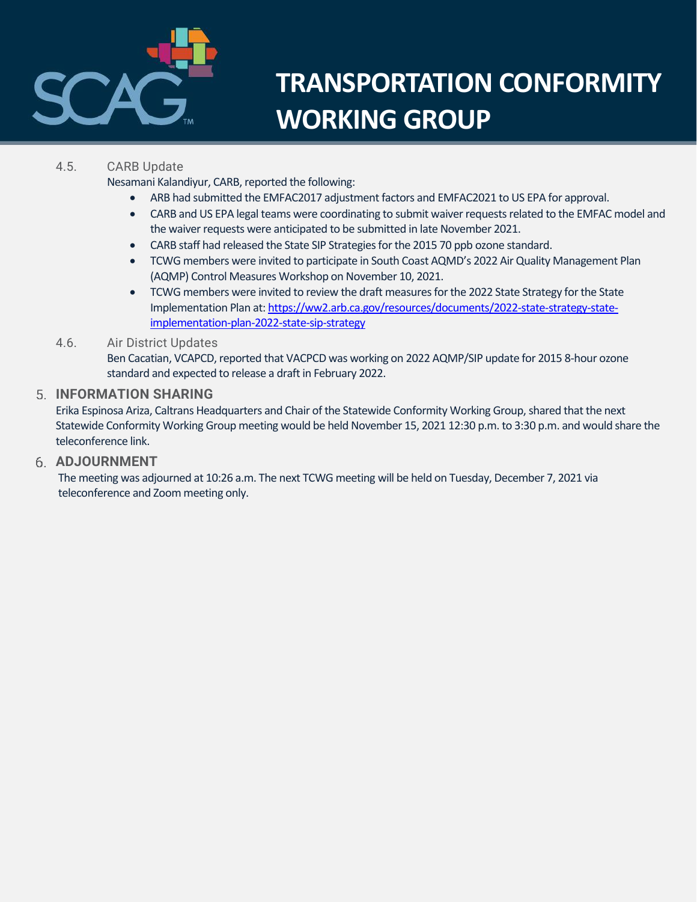### 4.5. CARB Update

Nesamani Kalandiyur, CARB, reported the following:

- ARB had submitted the EMFAC2017 adjustment factors and EMFAC2021 to US EPA for approval.
- CARB and US EPA legal teams were coordinating to submit waiver requests related to the EMFAC model and the waiver requests were anticipated to be submitted in late November 2021.
- CARB staff had released the State SIP Strategies for the 2015 70 ppb ozone standard.
- TCWG members were invited to participate in South Coast AQMD's 2022 Air Quality Management Plan (AQMP) Control Measures Workshop on November 10, 2021.
- TCWG members were invited to review the draft measures for the 2022 State Strategy for the State Implementation Plan at: https://ww2.arb.ca.gov/resources/documents/2022-state-strategy-state-implementation-plan-2022-state-sip-strategy

### 4.6. Air District Updates

Ben Cacatian, VCAPCD, reported that VACPCD was working on 2022 AQMP/SIP update for 2015 8-hour ozone standard and expected to release a draft in February 2022.

## 5. INFORMATION SHARING

Erika Espinosa Ariza, Caltrans Headquarters and Chair of the Statewide Conformity Working Group, shared that the next Statewide Conformity Working Group meeting would be held November 15, 2021 12:30 p.m. to 3:30 p.m. and would share the teleconference link.

## 6. ADJOURNMENT

The meeting was adjourned at 10:26 a.m. The next TCWG meeting will be held on Tuesday, December 7, 2021 via teleconference and Zoom meeting only.